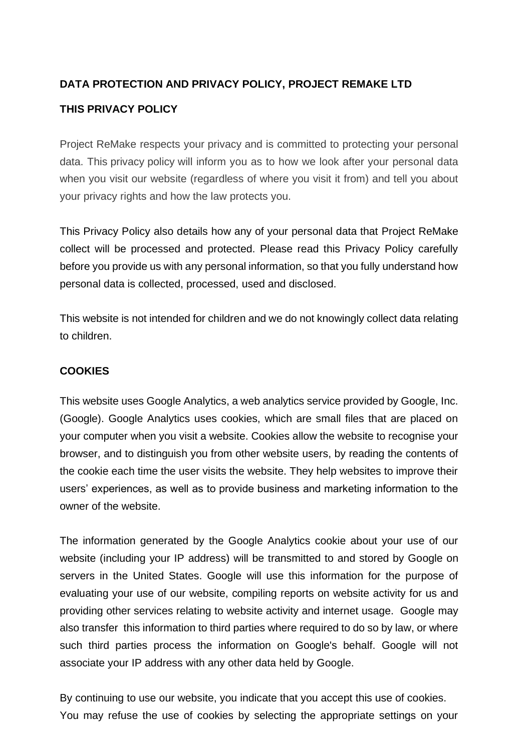**DATA PROTECTION AND PRIVACY POLICY, PROJECT REMAKE LTD**

**THIS PRIVACY POLICY**

Project ReMake respects your privacy and is committed to protecting your personal data. This privacy policy will inform you as to how we look after your personal data when you visit our website (regardless of where you visit it from) and tell you about your privacy rights and how the law protects you.

This Privacy Policy also details how any of your personal data that Project ReMake collect will be processed and protected. Please read this Privacy Policy carefully before you provide us with any personal information, so that you fully understand how personal data is collected, processed, used and disclosed.

This website is not intended for children and we do not knowingly collect data relating to children.

**COOKIES**

This website uses Google Analytics, a web analytics service provided by Google, Inc. (Google). Google Analytics uses cookies, which are small files that are placed on your computer when you visit a website. Cookies allow the website to recognise your browser, and to distinguish you from other website users, by reading the contents of the cookie each time the user visits the website. They help websites to improve their users' experiences, as well as to provide business and marketing information to the owner of the website.

The information generated by the Google Analytics cookie about your use of our website (including your IP address) will be transmitted to and stored by Google on servers in the United States. Google will use this information for the purpose of evaluating your use of our website, compiling reports on website activity for us and providing other services relating to website activity and internet usage. Google may also transfer this information to third parties where required to do so by law, or where such third parties process the information on Google's behalf. Google will not associate your IP address with any other data held by Google.

By continuing to use our website, you indicate that you accept this use of cookies.
You may refuse the use of cookies by selecting the appropriate settings on your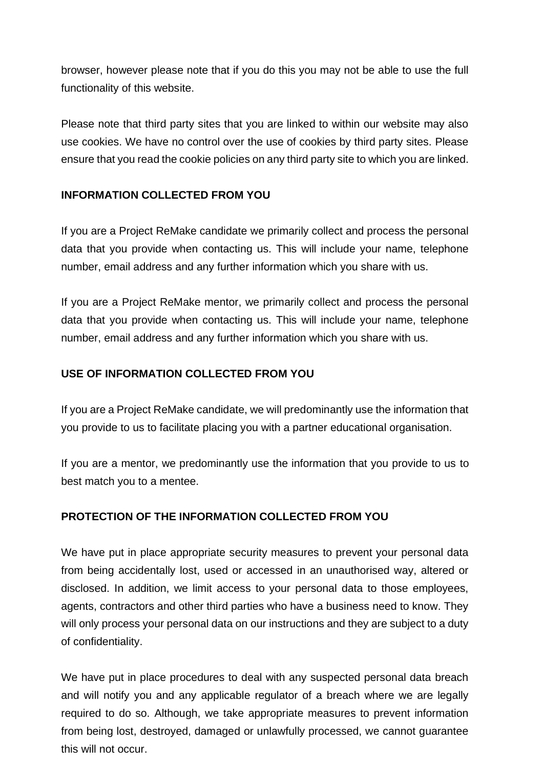browser, however please note that if you do this you may not be able to use the full functionality of this website.

Please note that third party sites that you are linked to within our website may also use cookies. We have no control over the use of cookies by third party sites. Please ensure that you read the cookie policies on any third party site to which you are linked.

**INFORMATION COLLECTED FROM YOU**

If you are a Project ReMake candidate we primarily collect and process the personal data that you provide when contacting us. This will include your name, telephone number, email address and any further information which you share with us.

If you are a Project ReMake mentor, we primarily collect and process the personal data that you provide when contacting us. This will include your name, telephone number, email address and any further information which you share with us.

**USE OF INFORMATION COLLECTED FROM YOU**

If you are a Project ReMake candidate, we will predominantly use the information that you provide to us to facilitate placing you with a partner educational organisation.

If you are a mentor, we predominantly use the information that you provide to us to best match you to a mentee.

**PROTECTION OF THE INFORMATION COLLECTED FROM YOU**

We have put in place appropriate security measures to prevent your personal data from being accidentally lost, used or accessed in an unauthorised way, altered or disclosed. In addition, we limit access to your personal data to those employees, agents, contractors and other third parties who have a business need to know. They will only process your personal data on our instructions and they are subject to a duty of confidentiality.

We have put in place procedures to deal with any suspected personal data breach and will notify you and any applicable regulator of a breach where we are legally required to do so. Although, we take appropriate measures to prevent information from being lost, destroyed, damaged or unlawfully processed, we cannot guarantee this will not occur.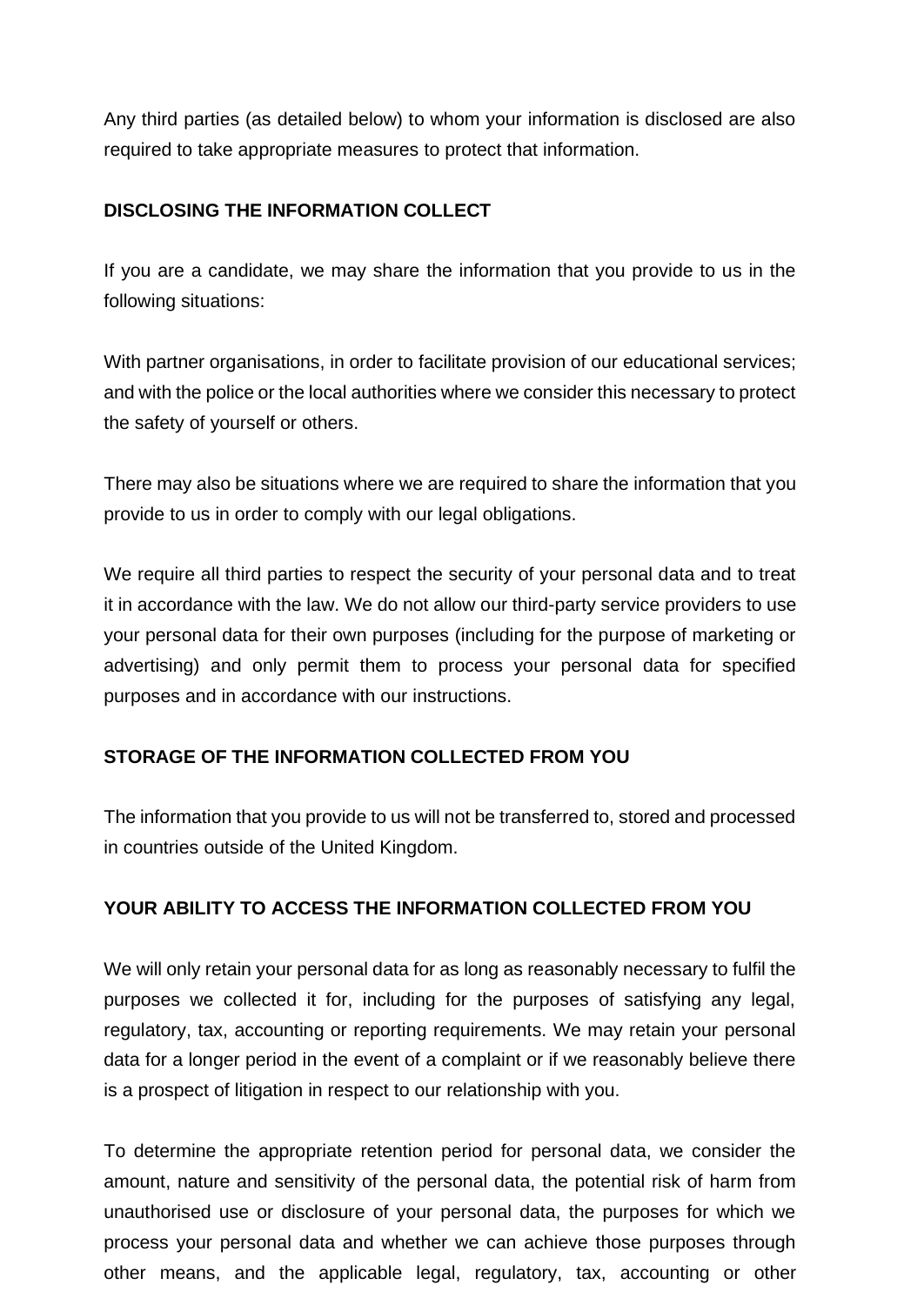Any third parties (as detailed below) to whom your information is disclosed are also required to take appropriate measures to protect that information.

**DISCLOSING THE INFORMATION COLLECT**

If you are a candidate, we may share the information that you provide to us in the following situations:

With partner organisations, in order to facilitate provision of our educational services; and with the police or the local authorities where we consider this necessary to protect the safety of yourself or others.

There may also be situations where we are required to share the information that you provide to us in order to comply with our legal obligations.

We require all third parties to respect the security of your personal data and to treat it in accordance with the law. We do not allow our third-party service providers to use your personal data for their own purposes (including for the purpose of marketing or advertising) and only permit them to process your personal data for specified purposes and in accordance with our instructions.

**STORAGE OF THE INFORMATION COLLECTED FROM YOU**

The information that you provide to us will not be transferred to, stored and processed in countries outside of the United Kingdom.

**YOUR ABILITY TO ACCESS THE INFORMATION COLLECTED FROM YOU**

We will only retain your personal data for as long as reasonably necessary to fulfil the purposes we collected it for, including for the purposes of satisfying any legal, regulatory, tax, accounting or reporting requirements. We may retain your personal data for a longer period in the event of a complaint or if we reasonably believe there is a prospect of litigation in respect to our relationship with you.

To determine the appropriate retention period for personal data, we consider the amount, nature and sensitivity of the personal data, the potential risk of harm from unauthorised use or disclosure of your personal data, the purposes for which we process your personal data and whether we can achieve those purposes through other means, and the applicable legal, regulatory, tax, accounting or other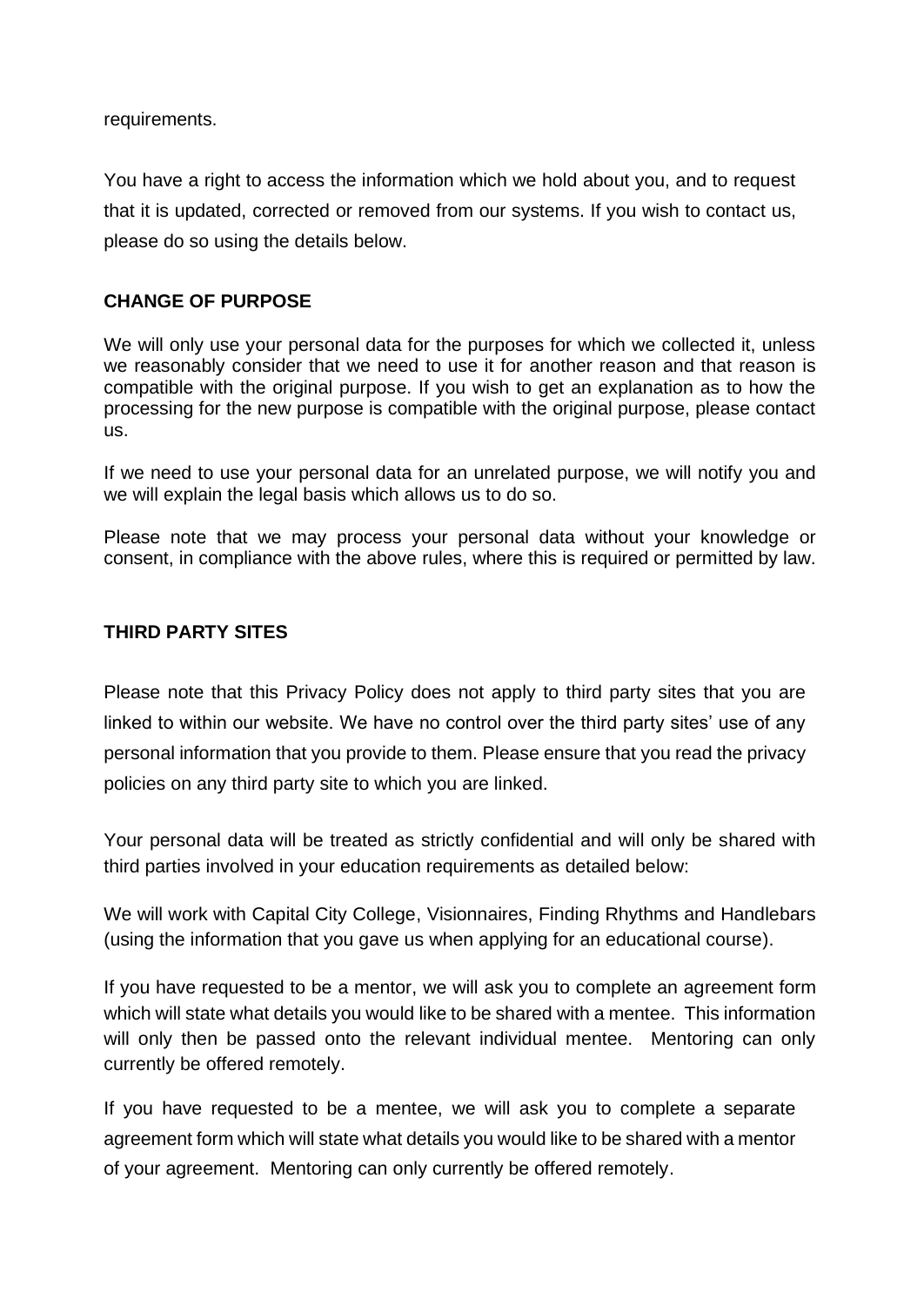requirements.

You have a right to access the information which we hold about you, and to request that it is updated, corrected or removed from our systems. If you wish to contact us, please do so using the details below.

## CHANGE OF PURPOSE

We will only use your personal data for the purposes for which we collected it, unless we reasonably consider that we need to use it for another reason and that reason is compatible with the original purpose. If you wish to get an explanation as to how the processing for the new purpose is compatible with the original purpose, please contact us.

If we need to use your personal data for an unrelated purpose, we will notify you and we will explain the legal basis which allows us to do so.

Please note that we may process your personal data without your knowledge or consent, in compliance with the above rules, where this is required or permitted by law.

## THIRD PARTY SITES

Please note that this Privacy Policy does not apply to third party sites that you are linked to within our website. We have no control over the third party sites' use of any personal information that you provide to them. Please ensure that you read the privacy policies on any third party site to which you are linked.

Your personal data will be treated as strictly confidential and will only be shared with third parties involved in your education requirements as detailed below:

We will work with Capital City College, Visionnaires, Finding Rhythms and Handlebars (using the information that you gave us when applying for an educational course).

If you have requested to be a mentor, we will ask you to complete an agreement form which will state what details you would like to be shared with a mentee. This information will only then be passed onto the relevant individual mentee. Mentoring can only currently be offered remotely.

If you have requested to be a mentee, we will ask you to complete a separate agreement form which will state what details you would like to be shared with a mentor of your agreement. Mentoring can only currently be offered remotely.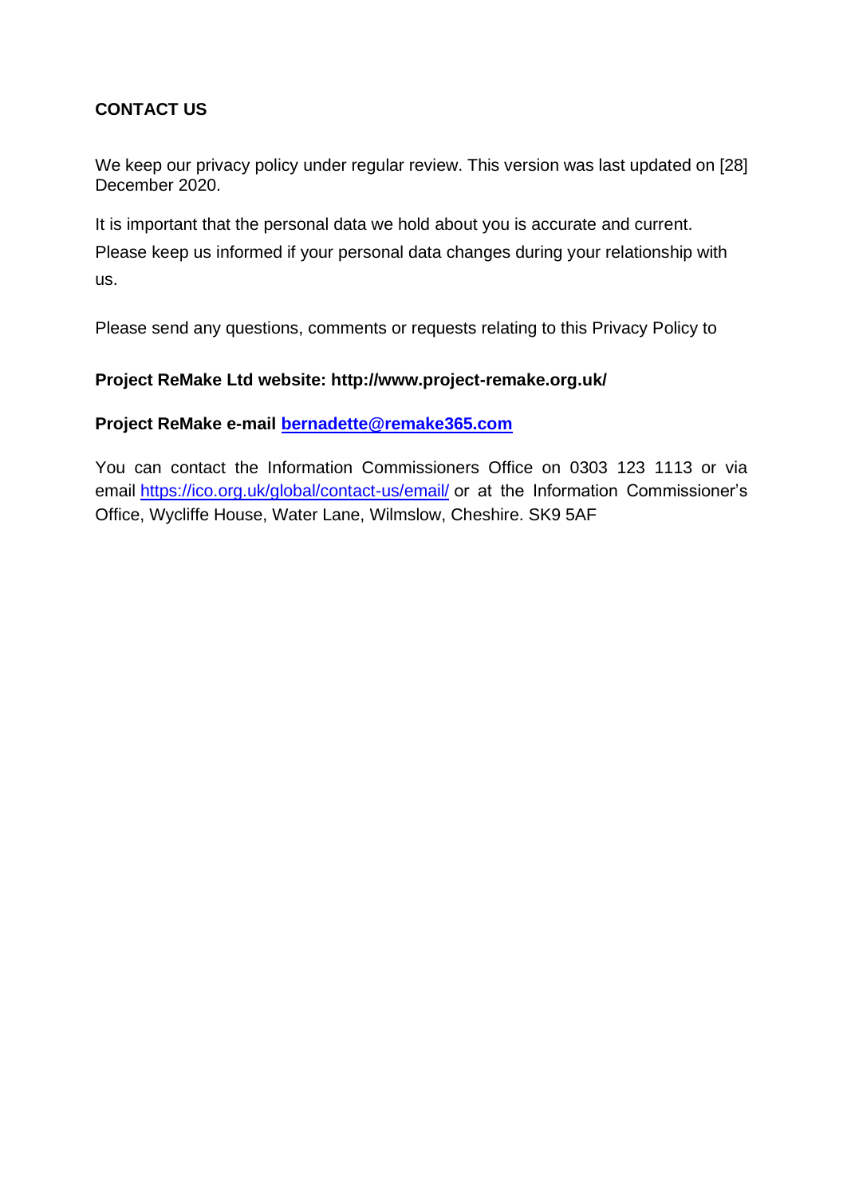## CONTACT US

We keep our privacy policy under regular review. This version was last updated on [28] December 2020.

It is important that the personal data we hold about you is accurate and current. Please keep us informed if your personal data changes during your relationship with us.

Please send any questions, comments or requests relating to this Privacy Policy to

**Project ReMake Ltd website: http://www.project-remake.org.uk/**

**Project ReMake e-mail [bernadette@remake365.com](mailto:bernadette@remake365.com)**

You can contact the Information Commissioners Office on 0303 123 1113 or via email [https://ico.org.uk/global/contact-us/email/](https://ico.org.uk/global/contact-us/email/) or at the Information Commissioner's Office, Wycliffe House, Water Lane, Wilmslow, Cheshire. SK9 5AF